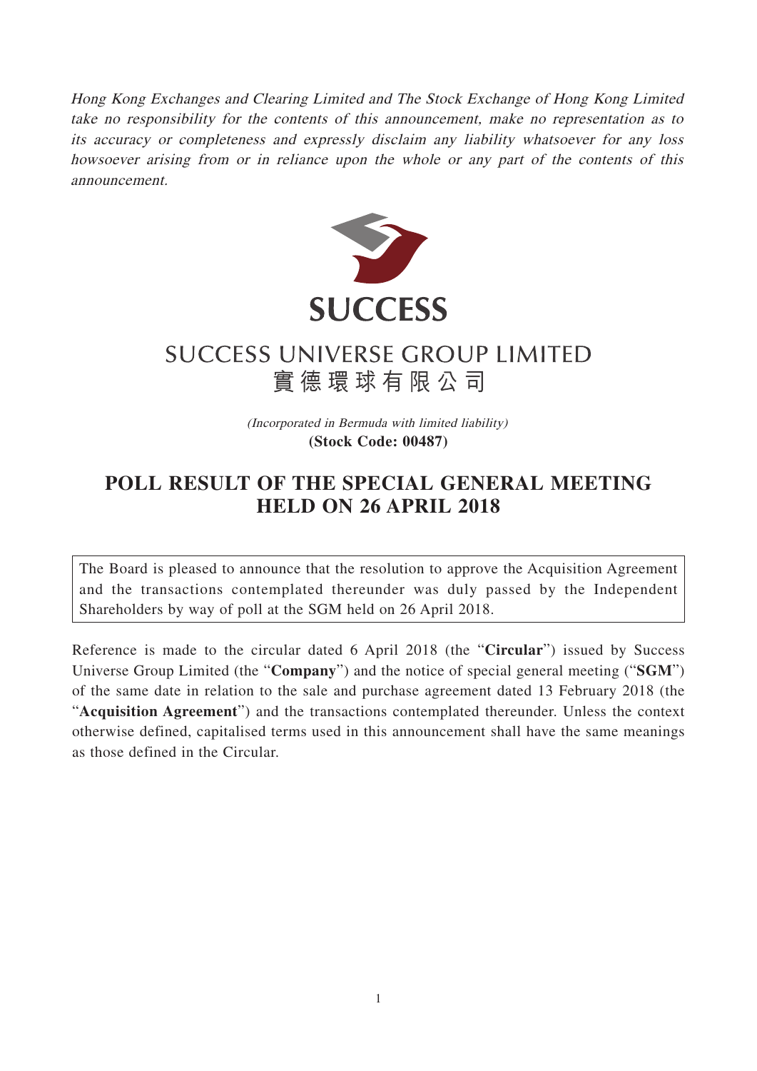*Hong Kong Exchanges and Clearing Limited and The Stock Exchange of Hong Kong Limited take no responsibility for the contents of this announcement, make no representation as to its accuracy or completeness and expressly disclaim any liability whatsoever for any loss howsoever arising from or in reliance upon the whole or any part of the contents of this announcement.*

**SUCCESS**

# SUCCESS UNIVERSE GROUP LIMITED
# 實德環球有限公司

*(Incorporated in Bermuda with limited liability)*
**(Stock Code: 00487)**

## POLL RESULT OF THE SPECIAL GENERAL MEETING HELD ON 26 APRIL 2018

The Board is pleased to announce that the resolution to approve the Acquisition Agreement and the transactions contemplated thereunder was duly passed by the Independent Shareholders by way of poll at the SGM held on 26 April 2018.

Reference is made to the circular dated 6 April 2018 (the "**Circular**") issued by Success Universe Group Limited (the "**Company**") and the notice of special general meeting ("**SGM**") of the same date in relation to the sale and purchase agreement dated 13 February 2018 (the "**Acquisition Agreement**") and the transactions contemplated thereunder. Unless the context otherwise defined, capitalised terms used in this announcement shall have the same meanings as those defined in the Circular.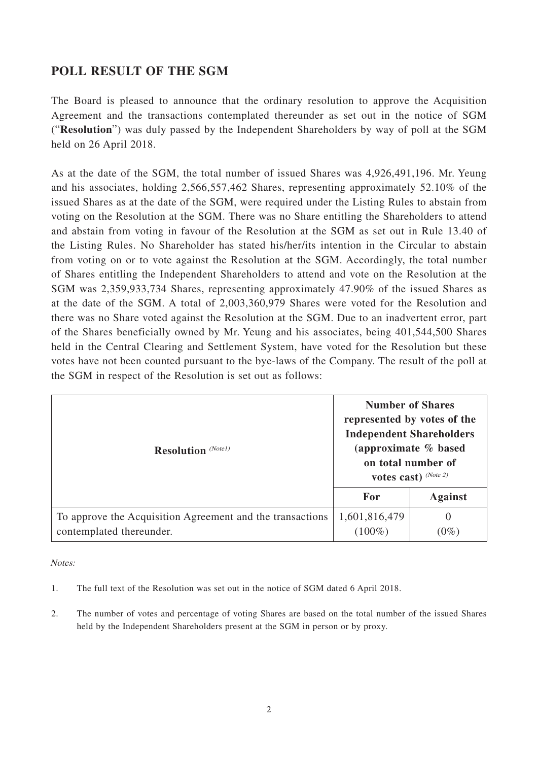## POLL RESULT OF THE SGM

The Board is pleased to announce that the ordinary resolution to approve the Acquisition Agreement and the transactions contemplated thereunder as set out in the notice of SGM ("**Resolution**") was duly passed by the Independent Shareholders by way of poll at the SGM held on 26 April 2018.

As at the date of the SGM, the total number of issued Shares was 4,926,491,196. Mr. Yeung and his associates, holding 2,566,557,462 Shares, representing approximately 52.10% of the issued Shares as at the date of the SGM, were required under the Listing Rules to abstain from voting on the Resolution at the SGM. There was no Share entitling the Shareholders to attend and abstain from voting in favour of the Resolution at the SGM as set out in Rule 13.40 of the Listing Rules. No Shareholder has stated his/her/its intention in the Circular to abstain from voting on or to vote against the Resolution at the SGM. Accordingly, the total number of Shares entitling the Independent Shareholders to attend and vote on the Resolution at the SGM was 2,359,933,734 Shares, representing approximately 47.90% of the issued Shares as at the date of the SGM. A total of 2,003,360,979 Shares were voted for the Resolution and there was no Share voted against the Resolution at the SGM. Due to an inadvertent error, part of the Shares beneficially owned by Mr. Yeung and his associates, being 401,544,500 Shares held in the Central Clearing and Settlement System, have voted for the Resolution but these votes have not been counted pursuant to the bye-laws of the Company. The result of the poll at the SGM in respect of the Resolution is set out as follows:

| **Resolution** *(Note1)* | **Number of Shares represented by votes of the Independent Shareholders (approximate % based on total number of votes cast)** *(Note 2)* | |
|---|---|---|
| | **For** | **Against** |
| To approve the Acquisition Agreement and the transactions contemplated thereunder. | 1,601,816,479 (100%) | 0 (0%) |

*Notes:*

1. The full text of the Resolution was set out in the notice of SGM dated 6 April 2018.

2. The number of votes and percentage of voting Shares are based on the total number of the issued Shares held by the Independent Shareholders present at the SGM in person or by proxy.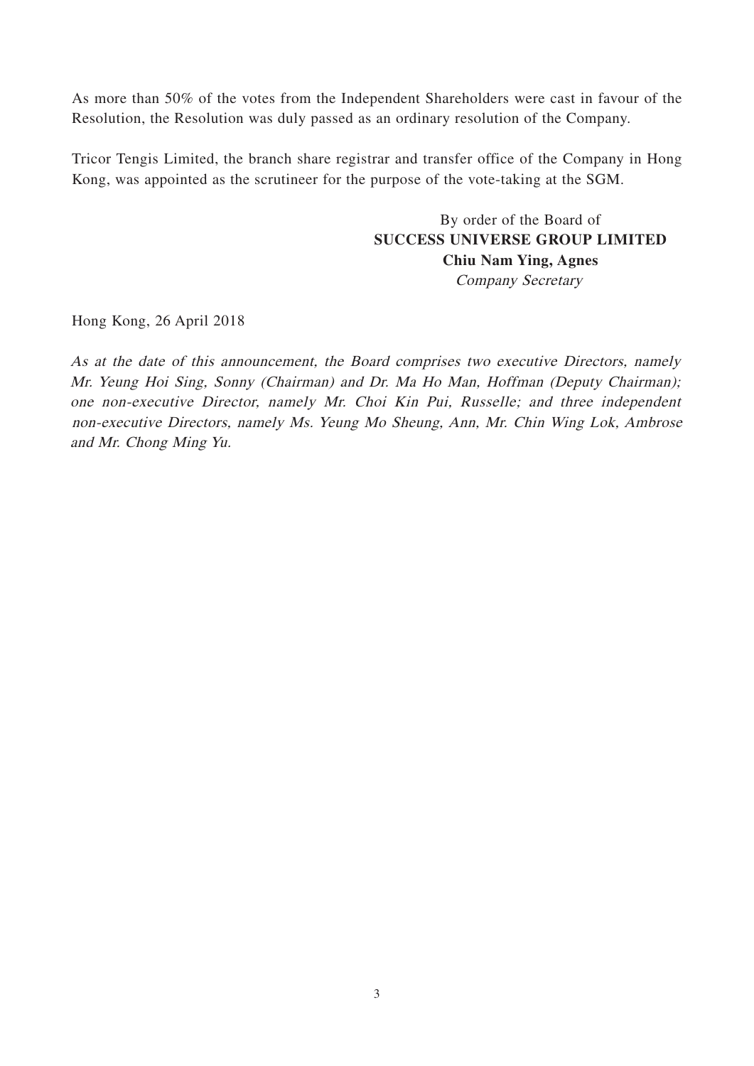As more than 50% of the votes from the Independent Shareholders were cast in favour of the Resolution, the Resolution was duly passed as an ordinary resolution of the Company.

Tricor Tengis Limited, the branch share registrar and transfer office of the Company in Hong Kong, was appointed as the scrutineer for the purpose of the vote-taking at the SGM.

By order of the Board of
**SUCCESS UNIVERSE GROUP LIMITED**
**Chiu Nam Ying, Agnes**
*Company Secretary*

Hong Kong, 26 April 2018

*As at the date of this announcement, the Board comprises two executive Directors, namely Mr. Yeung Hoi Sing, Sonny (Chairman) and Dr. Ma Ho Man, Hoffman (Deputy Chairman); one non-executive Director, namely Mr. Choi Kin Pui, Russelle; and three independent non-executive Directors, namely Ms. Yeung Mo Sheung, Ann, Mr. Chin Wing Lok, Ambrose and Mr. Chong Ming Yu.*